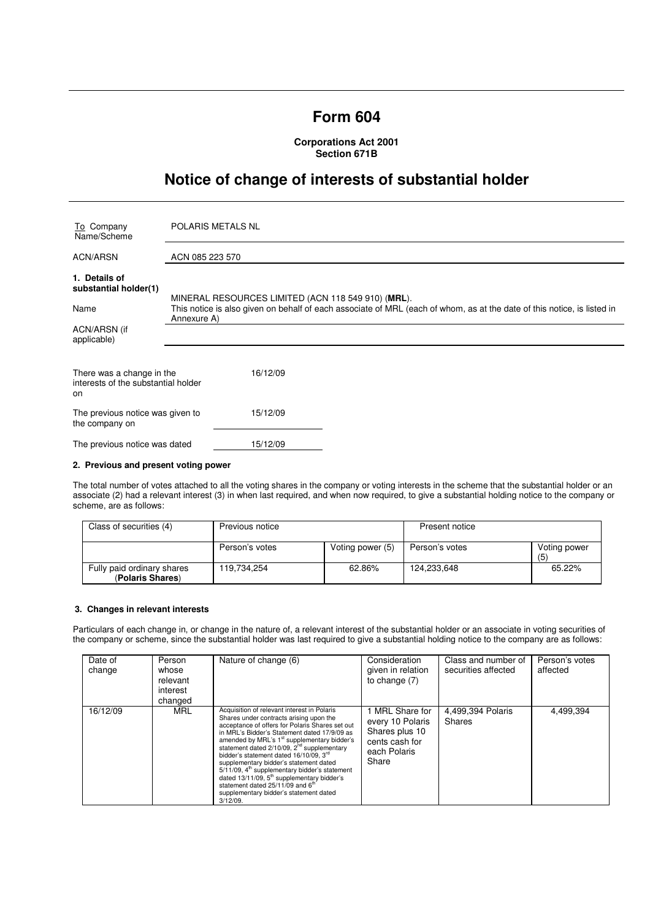# Form 604

**Corporations Act 2001**
**Section 671B**

## Notice of change of interests of substantial holder

| | |
|---|---|
| To Company Name/Scheme | POLARIS METALS NL |
| ACN/ARSN | ACN 085 223 570 |

**1. Details of substantial holder(1)**

| | |
|---|---|
| Name | MINERAL RESOURCES LIMITED (ACN 118 549 910) (**MRL**). This notice is also given on behalf of each associate of MRL (each of whom, as at the date of this notice, is listed in Annexure A) |
| ACN/ARSN (if applicable) | |

| | |
|---|---|
| There was a change in the interests of the substantial holder on | 16/12/09 |
| The previous notice was given to the company on | 15/12/09 |
| The previous notice was dated | 15/12/09 |

**2. Previous and present voting power**

The total number of votes attached to all the voting shares in the company or voting interests in the scheme that the substantial holder or an associate (2) had a relevant interest (3) in when last required, and when now required, to give a substantial holding notice to the company or scheme, are as follows:

| Class of securities (4) | Previous notice | | Present notice | |
|---|---|---|---|---|
| | Person's votes | Voting power (5) | Person's votes | Voting power (5) |
| Fully paid ordinary shares (**Polaris Shares**) | 119,734,254 | 62.86% | 124,233,648 | 65.22% |

**3. Changes in relevant interests**

Particulars of each change in, or change in the nature of, a relevant interest of the substantial holder or an associate in voting securities of the company or scheme, since the substantial holder was last required to give a substantial holding notice to the company are as follows:

| Date of change | Person whose relevant interest changed | Nature of change (6) | Consideration given in relation to change (7) | Class and number of securities affected | Person's votes affected |
|---|---|---|---|---|---|
| 16/12/09 | MRL | Acquisition of relevant interest in Polaris Shares under contracts arising upon the acceptance of offers for Polaris Shares set out in MRL's Bidder's Statement dated 17/9/09 as amended by MRL's 1st supplementary bidder's statement dated 2/10/09, 2nd supplementary bidder's statement dated 16/10/09, 3rd supplementary bidder's statement dated 5/11/09, 4th supplementary bidder's statement dated 13/11/09, 5th supplementary bidder's statement dated 25/11/09 and 6th supplementary bidder's statement dated 3/12/09. | 1 MRL Share for every 10 Polaris Shares plus 10 cents cash for each Polaris Share | 4,499,394 Polaris Shares | 4,499,394 |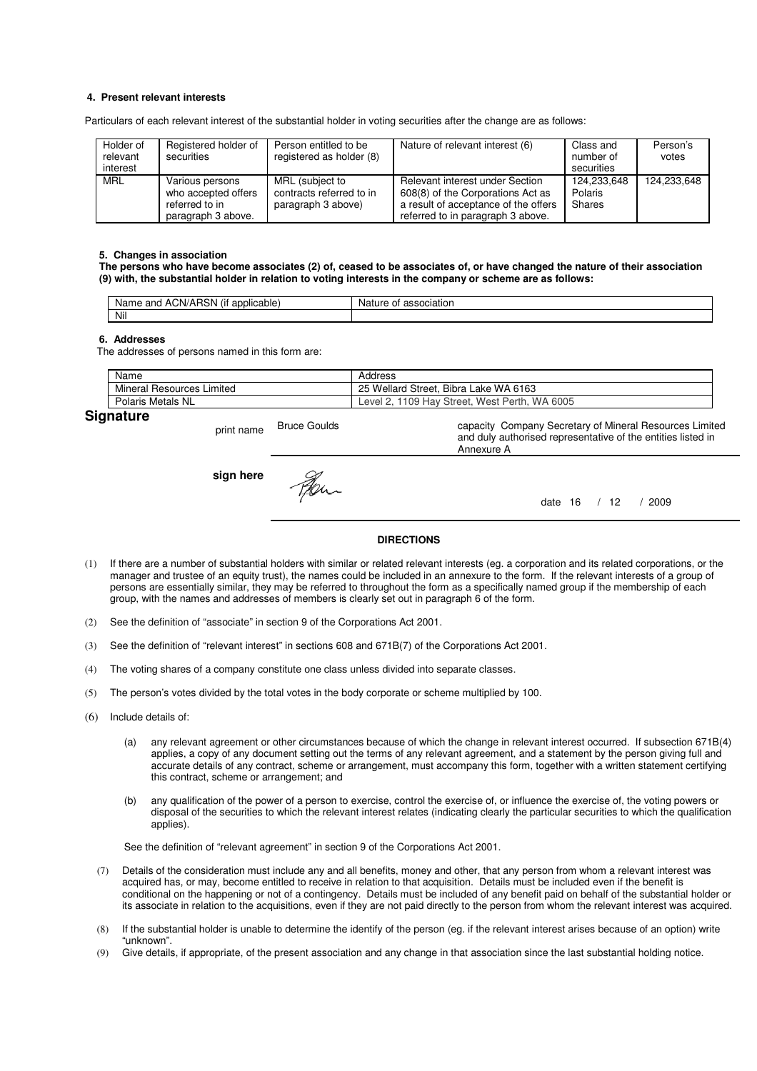### 4. Present relevant interests

Particulars of each relevant interest of the substantial holder in voting securities after the change are as follows:

| Holder of relevant interest | Registered holder of securities | Person entitled to be registered as holder (8) | Nature of relevant interest (6) | Class and number of securities | Person's votes |
|---|---|---|---|---|---|
| MRL | Various persons who accepted offers referred to in paragraph 3 above. | MRL (subject to contracts referred to in paragraph 3 above) | Relevant interest under Section 608(8) of the Corporations Act as a result of acceptance of the offers referred to in paragraph 3 above. | 124,233,648 Polaris Shares | 124,233,648 |

### 5. Changes in association

**The persons who have become associates (2) of, ceased to be associates of, or have changed the nature of their association (9) with, the substantial holder in relation to voting interests in the company or scheme are as follows:**

| Name and ACN/ARSN (if applicable) | Nature of association |
|---|---|
| Nil | |

### 6. Addresses

The addresses of persons named in this form are:

| Name | Address |
|---|---|
| Mineral Resources Limited | 25 Wellard Street, Bibra Lake WA 6163 |
| Polaris Metals NL | Level 2, 1109 Hay Street, West Perth, WA 6005 |

## Signature

print name Bruce Goulds

capacity Company Secretary of Mineral Resources Limited and duly authorised representative of the entities listed in Annexure A

**sign here**

date 16 / 12 / 2009

**DIRECTIONS**

(1) If there are a number of substantial holders with similar or related relevant interests (eg. a corporation and its related corporations, or the manager and trustee of an equity trust), the names could be included in an annexure to the form. If the relevant interests of a group of persons are essentially similar, they may be referred to throughout the form as a specifically named group if the membership of each group, with the names and addresses of members is clearly set out in paragraph 6 of the form.

(2) See the definition of "associate" in section 9 of the Corporations Act 2001.

(3) See the definition of "relevant interest" in sections 608 and 671B(7) of the Corporations Act 2001.

(4) The voting shares of a company constitute one class unless divided into separate classes.

(5) The person's votes divided by the total votes in the body corporate or scheme multiplied by 100.

(6) Include details of:

(a) any relevant agreement or other circumstances because of which the change in relevant interest occurred. If subsection 671B(4) applies, a copy of any document setting out the terms of any relevant agreement, and a statement by the person giving full and accurate details of any contract, scheme or arrangement, must accompany this form, together with a written statement certifying this contract, scheme or arrangement; and

(b) any qualification of the power of a person to exercise, control the exercise of, or influence the exercise of, the voting powers or disposal of the securities to which the relevant interest relates (indicating clearly the particular securities to which the qualification applies).

See the definition of "relevant agreement" in section 9 of the Corporations Act 2001.

(7) Details of the consideration must include any and all benefits, money and other, that any person from whom a relevant interest was acquired has, or may, become entitled to receive in relation to that acquisition. Details must be included even if the benefit is conditional on the happening or not of a contingency. Details must be included of any benefit paid on behalf of the substantial holder or its associate in relation to the acquisitions, even if they are not paid directly to the person from whom the relevant interest was acquired.

(8) If the substantial holder is unable to determine the identify of the person (eg. if the relevant interest arises because of an option) write "unknown".

(9) Give details, if appropriate, of the present association and any change in that association since the last substantial holding notice.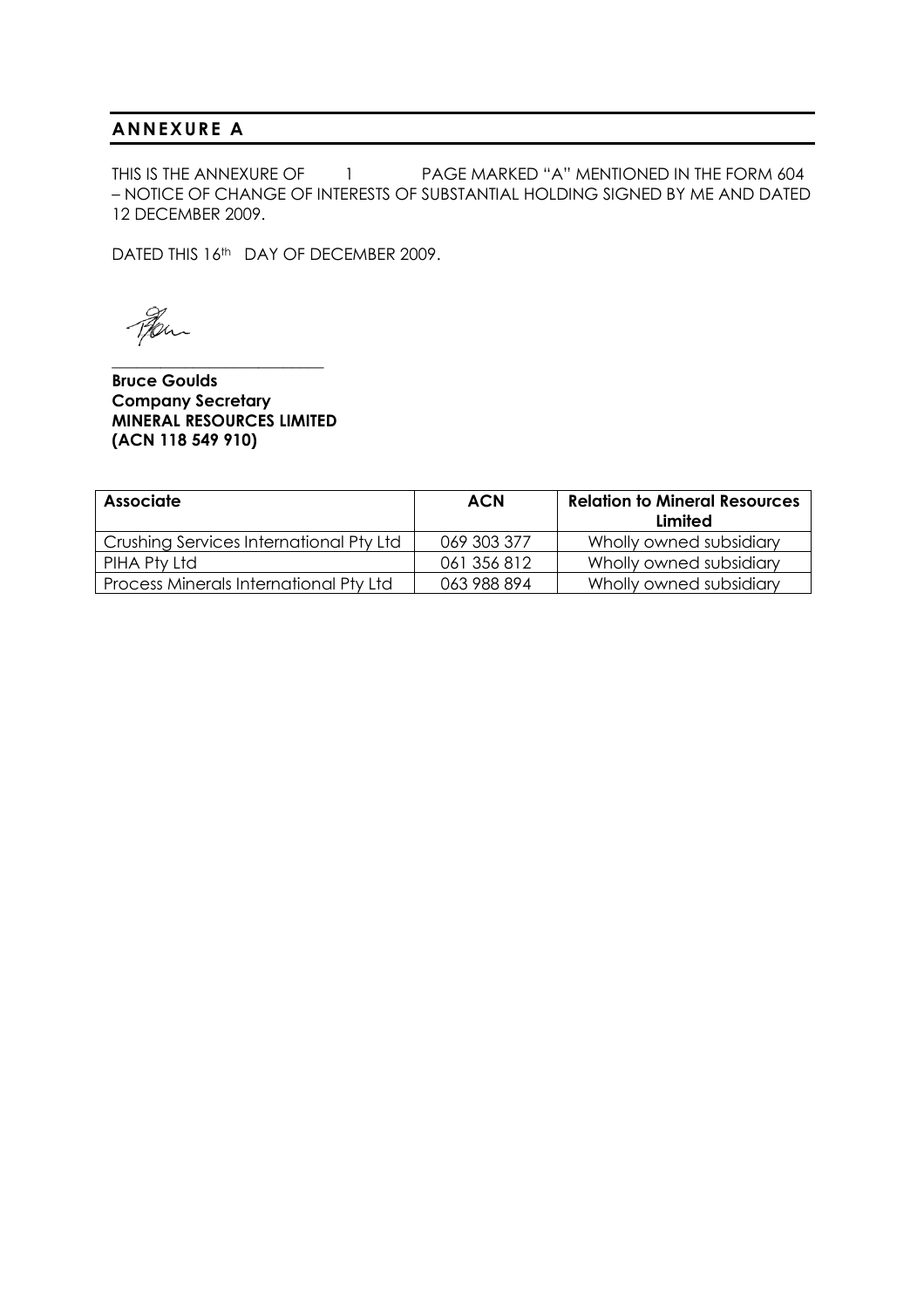## ANNEXURE A

THIS IS THE ANNEXURE OF 1 PAGE MARKED "A" MENTIONED IN THE FORM 604 – NOTICE OF CHANGE OF INTERESTS OF SUBSTANTIAL HOLDING SIGNED BY ME AND DATED 12 DECEMBER 2009.

DATED THIS 16th DAY OF DECEMBER 2009.

\_\_\_\_\_\_\_\_\_\_\_\_\_\_\_\_\_\_\_\_\_\_\_\_\_\_\_\_

**Bruce Goulds**
**Company Secretary**
**MINERAL RESOURCES LIMITED**
**(ACN 118 549 910)**

| Associate | ACN | Relation to Mineral Resources Limited |
|---|---|---|
| Crushing Services International Pty Ltd | 069 303 377 | Wholly owned subsidiary |
| PIHA Pty Ltd | 061 356 812 | Wholly owned subsidiary |
| Process Minerals International Pty Ltd | 063 988 894 | Wholly owned subsidiary |